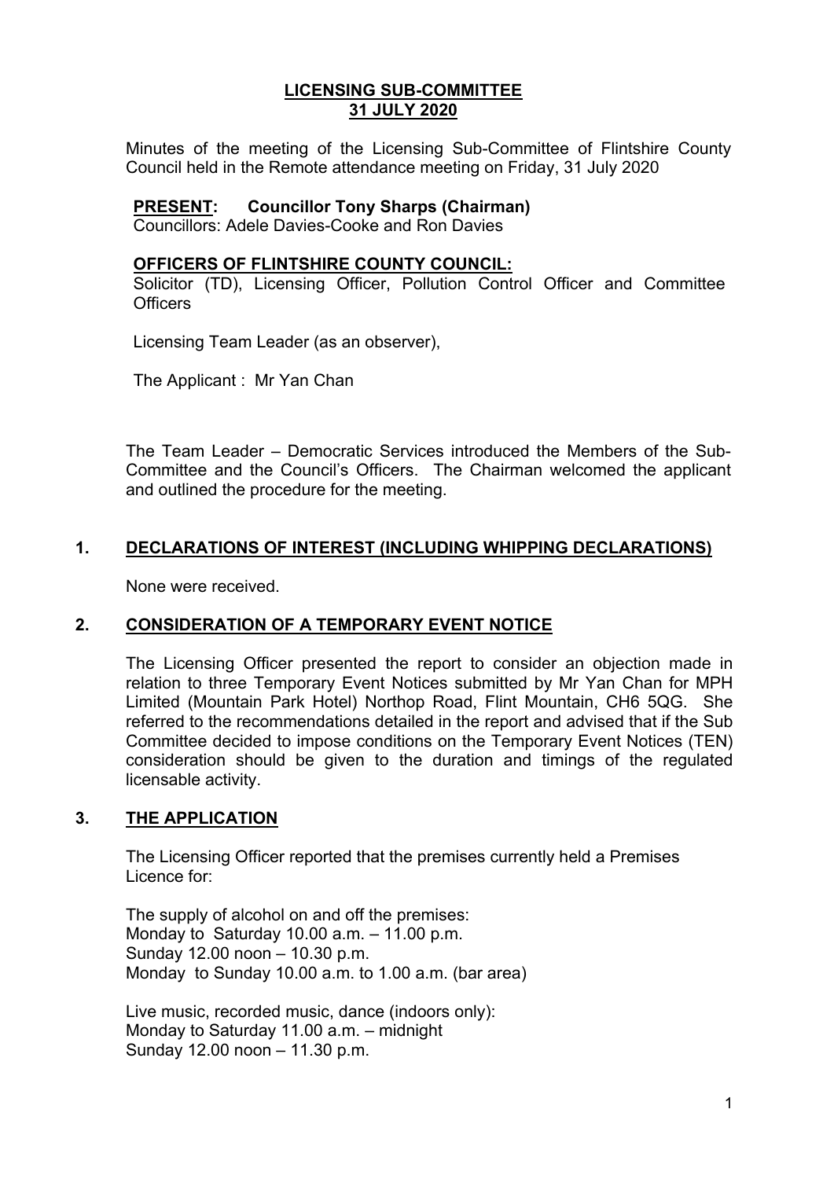# LICENSING SUB-COMMITTEE
## 31 JULY 2020

Minutes of the meeting of the Licensing Sub-Committee of Flintshire County Council held in the Remote attendance meeting on Friday, 31 July 2020

**PRESENT: Councillor Tony Sharps (Chairman)**
Councillors: Adele Davies-Cooke and Ron Davies

**OFFICERS OF FLINTSHIRE COUNTY COUNCIL:**
Solicitor (TD), Licensing Officer, Pollution Control Officer and Committee Officers

Licensing Team Leader (as an observer),

The Applicant : Mr Yan Chan

The Team Leader – Democratic Services introduced the Members of the Sub-Committee and the Council's Officers. The Chairman welcomed the applicant and outlined the procedure for the meeting.

## 1. DECLARATIONS OF INTEREST (INCLUDING WHIPPING DECLARATIONS)

None were received.

## 2. CONSIDERATION OF A TEMPORARY EVENT NOTICE

The Licensing Officer presented the report to consider an objection made in relation to three Temporary Event Notices submitted by Mr Yan Chan for MPH Limited (Mountain Park Hotel) Northop Road, Flint Mountain, CH6 5QG. She referred to the recommendations detailed in the report and advised that if the Sub Committee decided to impose conditions on the Temporary Event Notices (TEN) consideration should be given to the duration and timings of the regulated licensable activity.

## 3. THE APPLICATION

The Licensing Officer reported that the premises currently held a Premises Licence for:

The supply of alcohol on and off the premises:
Monday to Saturday 10.00 a.m. – 11.00 p.m.
Sunday 12.00 noon – 10.30 p.m.
Monday to Sunday 10.00 a.m. to 1.00 a.m. (bar area)

Live music, recorded music, dance (indoors only):
Monday to Saturday 11.00 a.m. – midnight
Sunday 12.00 noon – 11.30 p.m.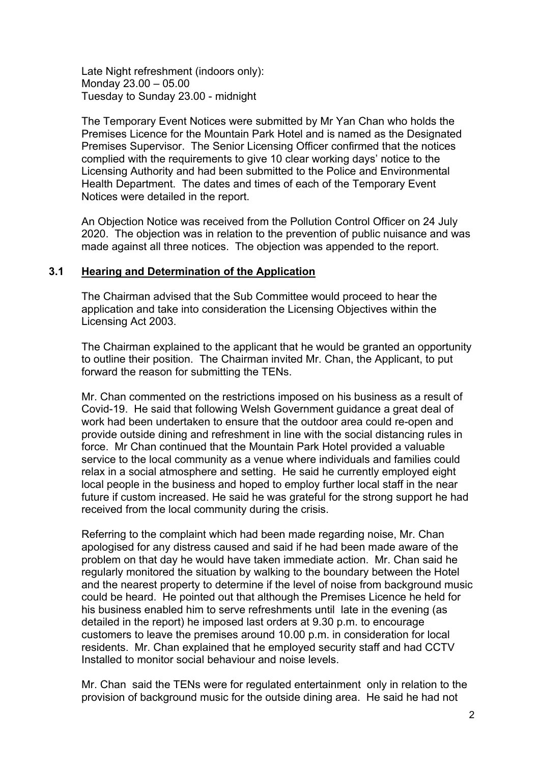Late Night refreshment (indoors only):
Monday 23.00 – 05.00
Tuesday to Sunday 23.00 - midnight

The Temporary Event Notices were submitted by Mr Yan Chan who holds the Premises Licence for the Mountain Park Hotel and is named as the Designated Premises Supervisor. The Senior Licensing Officer confirmed that the notices complied with the requirements to give 10 clear working days' notice to the Licensing Authority and had been submitted to the Police and Environmental Health Department. The dates and times of each of the Temporary Event Notices were detailed in the report.

An Objection Notice was received from the Pollution Control Officer on 24 July 2020. The objection was in relation to the prevention of public nuisance and was made against all three notices. The objection was appended to the report.

## 3.1 Hearing and Determination of the Application

The Chairman advised that the Sub Committee would proceed to hear the application and take into consideration the Licensing Objectives within the Licensing Act 2003.

The Chairman explained to the applicant that he would be granted an opportunity to outline their position. The Chairman invited Mr. Chan, the Applicant, to put forward the reason for submitting the TENs.

Mr. Chan commented on the restrictions imposed on his business as a result of Covid-19. He said that following Welsh Government guidance a great deal of work had been undertaken to ensure that the outdoor area could re-open and provide outside dining and refreshment in line with the social distancing rules in force. Mr Chan continued that the Mountain Park Hotel provided a valuable service to the local community as a venue where individuals and families could relax in a social atmosphere and setting. He said he currently employed eight local people in the business and hoped to employ further local staff in the near future if custom increased. He said he was grateful for the strong support he had received from the local community during the crisis.

Referring to the complaint which had been made regarding noise, Mr. Chan apologised for any distress caused and said if he had been made aware of the problem on that day he would have taken immediate action. Mr. Chan said he regularly monitored the situation by walking to the boundary between the Hotel and the nearest property to determine if the level of noise from background music could be heard. He pointed out that although the Premises Licence he held for his business enabled him to serve refreshments until late in the evening (as detailed in the report) he imposed last orders at 9.30 p.m. to encourage customers to leave the premises around 10.00 p.m. in consideration for local residents. Mr. Chan explained that he employed security staff and had CCTV Installed to monitor social behaviour and noise levels.

Mr. Chan said the TENs were for regulated entertainment only in relation to the provision of background music for the outside dining area. He said he had not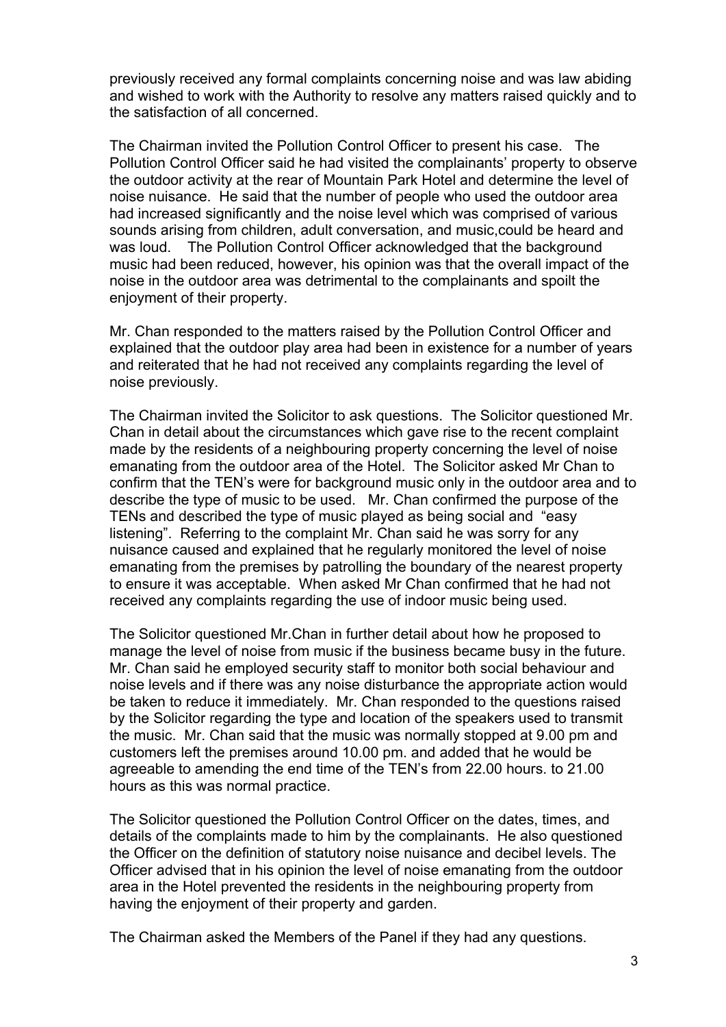previously received any formal complaints concerning noise and was law abiding and wished to work with the Authority to resolve any matters raised quickly and to the satisfaction of all concerned.

The Chairman invited the Pollution Control Officer to present his case. The Pollution Control Officer said he had visited the complainants' property to observe the outdoor activity at the rear of Mountain Park Hotel and determine the level of noise nuisance. He said that the number of people who used the outdoor area had increased significantly and the noise level which was comprised of various sounds arising from children, adult conversation, and music,could be heard and was loud. The Pollution Control Officer acknowledged that the background music had been reduced, however, his opinion was that the overall impact of the noise in the outdoor area was detrimental to the complainants and spoilt the enjoyment of their property.

Mr. Chan responded to the matters raised by the Pollution Control Officer and explained that the outdoor play area had been in existence for a number of years and reiterated that he had not received any complaints regarding the level of noise previously.

The Chairman invited the Solicitor to ask questions. The Solicitor questioned Mr. Chan in detail about the circumstances which gave rise to the recent complaint made by the residents of a neighbouring property concerning the level of noise emanating from the outdoor area of the Hotel. The Solicitor asked Mr Chan to confirm that the TEN's were for background music only in the outdoor area and to describe the type of music to be used. Mr. Chan confirmed the purpose of the TENs and described the type of music played as being social and "easy listening". Referring to the complaint Mr. Chan said he was sorry for any nuisance caused and explained that he regularly monitored the level of noise emanating from the premises by patrolling the boundary of the nearest property to ensure it was acceptable. When asked Mr Chan confirmed that he had not received any complaints regarding the use of indoor music being used.

The Solicitor questioned Mr.Chan in further detail about how he proposed to manage the level of noise from music if the business became busy in the future. Mr. Chan said he employed security staff to monitor both social behaviour and noise levels and if there was any noise disturbance the appropriate action would be taken to reduce it immediately. Mr. Chan responded to the questions raised by the Solicitor regarding the type and location of the speakers used to transmit the music. Mr. Chan said that the music was normally stopped at 9.00 pm and customers left the premises around 10.00 pm. and added that he would be agreeable to amending the end time of the TEN's from 22.00 hours. to 21.00 hours as this was normal practice.

The Solicitor questioned the Pollution Control Officer on the dates, times, and details of the complaints made to him by the complainants. He also questioned the Officer on the definition of statutory noise nuisance and decibel levels. The Officer advised that in his opinion the level of noise emanating from the outdoor area in the Hotel prevented the residents in the neighbouring property from having the enjoyment of their property and garden.

The Chairman asked the Members of the Panel if they had any questions.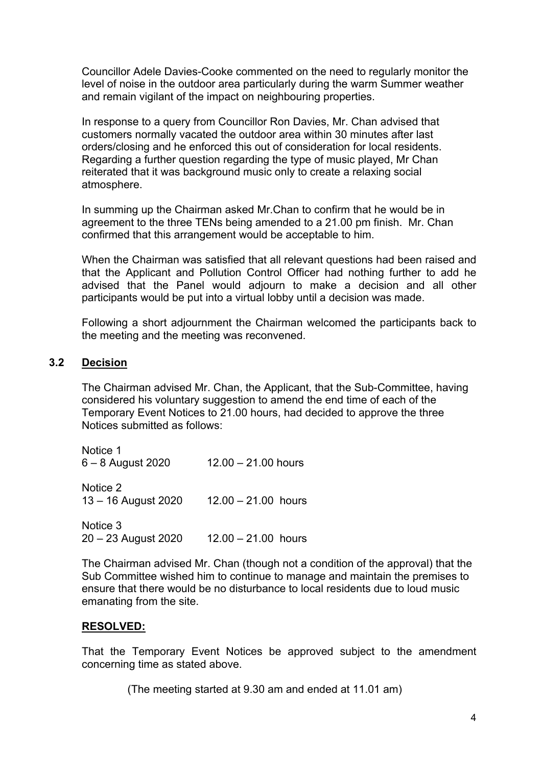Councillor Adele Davies-Cooke commented on the need to regularly monitor the level of noise in the outdoor area particularly during the warm Summer weather and remain vigilant of the impact on neighbouring properties.

In response to a query from Councillor Ron Davies, Mr. Chan advised that customers normally vacated the outdoor area within 30 minutes after last orders/closing and he enforced this out of consideration for local residents. Regarding a further question regarding the type of music played, Mr Chan reiterated that it was background music only to create a relaxing social atmosphere.

In summing up the Chairman asked Mr.Chan to confirm that he would be in agreement to the three TENs being amended to a 21.00 pm finish. Mr. Chan confirmed that this arrangement would be acceptable to him.

When the Chairman was satisfied that all relevant questions had been raised and that the Applicant and Pollution Control Officer had nothing further to add he advised that the Panel would adjourn to make a decision and all other participants would be put into a virtual lobby until a decision was made.

Following a short adjournment the Chairman welcomed the participants back to the meeting and the meeting was reconvened.

## 3.2 Decision

The Chairman advised Mr. Chan, the Applicant, that the Sub-Committee, having considered his voluntary suggestion to amend the end time of each of the Temporary Event Notices to 21.00 hours, had decided to approve the three Notices submitted as follows:

| | |
|---|---|
| Notice 1<br>6 – 8 August 2020 | 12.00 – 21.00 hours |
| Notice 2<br>13 – 16 August 2020 | 12.00 – 21.00 hours |
| Notice 3<br>20 – 23 August 2020 | 12.00 – 21.00 hours |

The Chairman advised Mr. Chan (though not a condition of the approval) that the Sub Committee wished him to continue to manage and maintain the premises to ensure that there would be no disturbance to local residents due to loud music emanating from the site.

**RESOLVED:**

That the Temporary Event Notices be approved subject to the amendment concerning time as stated above.

(The meeting started at 9.30 am and ended at 11.01 am)